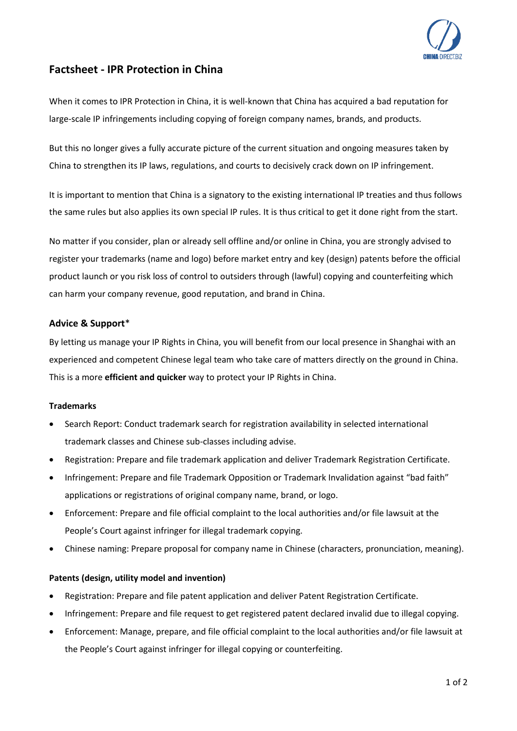# Factsheet - IPR Protection in China

When it comes to IPR Protection in China, it is well-known that China has acquired a bad reputation for large-scale IP infringements including copying of foreign company names, brands, and products.

But this no longer gives a fully accurate picture of the current situation and ongoing measures taken by China to strengthen its IP laws, regulations, and courts to decisively crack down on IP infringement.

It is important to mention that China is a signatory to the existing international IP treaties and thus follows the same rules but also applies its own special IP rules. It is thus critical to get it done right from the start.

No matter if you consider, plan or already sell offline and/or online in China, you are strongly advised to register your trademarks (name and logo) before market entry and key (design) patents before the official product launch or you risk loss of control to outsiders through (lawful) copying and counterfeiting which can harm your company revenue, good reputation, and brand in China.

## Advice & Support*

By letting us manage your IP Rights in China, you will benefit from our local presence in Shanghai with an experienced and competent Chinese legal team who take care of matters directly on the ground in China. This is a more **efficient and quicker** way to protect your IP Rights in China.

### Trademarks

- Search Report: Conduct trademark search for registration availability in selected international trademark classes and Chinese sub-classes including advise.
- Registration: Prepare and file trademark application and deliver Trademark Registration Certificate.
- Infringement: Prepare and file Trademark Opposition or Trademark Invalidation against "bad faith" applications or registrations of original company name, brand, or logo.
- Enforcement: Prepare and file official complaint to the local authorities and/or file lawsuit at the People's Court against infringer for illegal trademark copying.
- Chinese naming: Prepare proposal for company name in Chinese (characters, pronunciation, meaning).

### Patents (design, utility model and invention)

- Registration: Prepare and file patent application and deliver Patent Registration Certificate.
- Infringement: Prepare and file request to get registered patent declared invalid due to illegal copying.
- Enforcement: Manage, prepare, and file official complaint to the local authorities and/or file lawsuit at the People's Court against infringer for illegal copying or counterfeiting.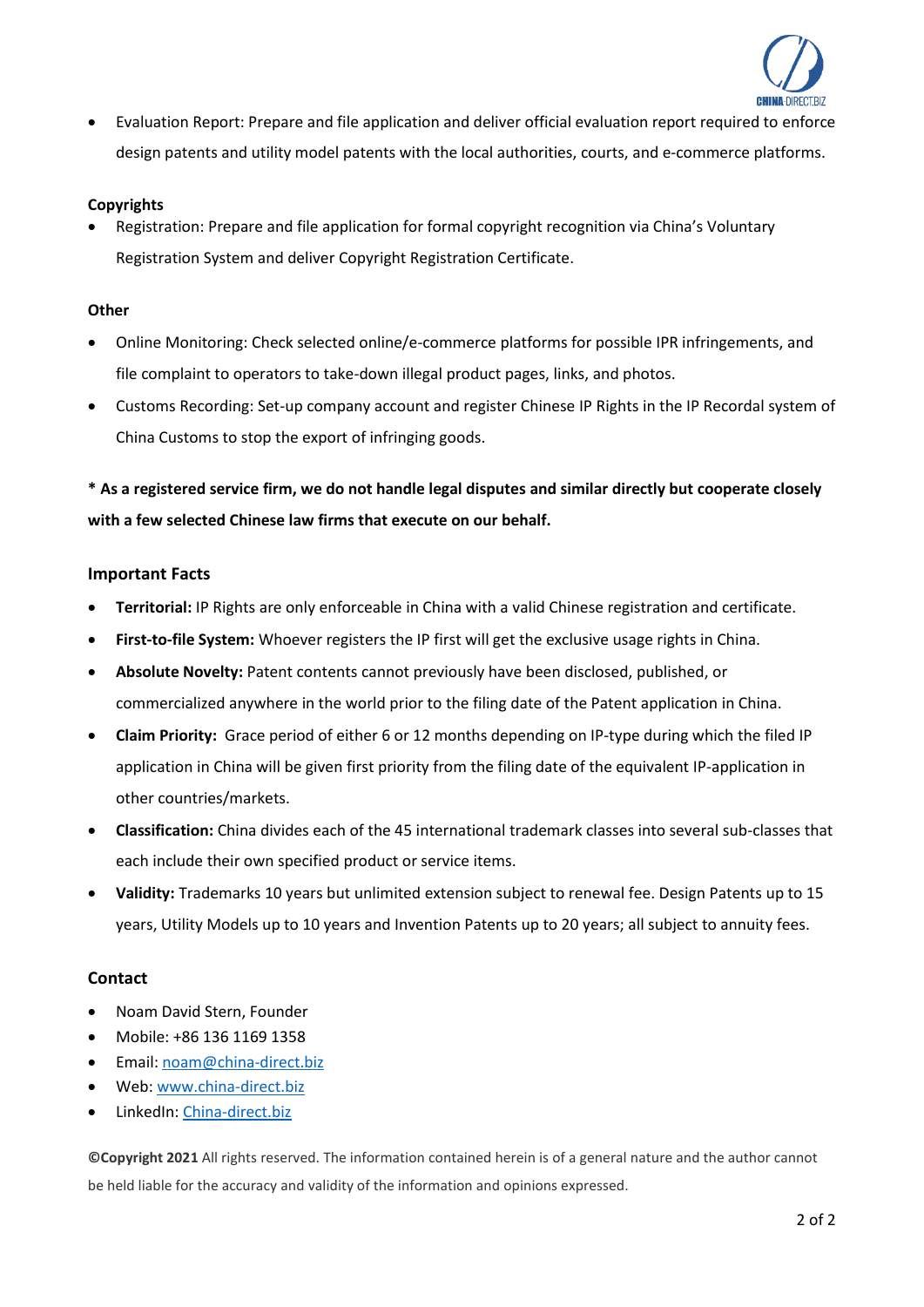- Evaluation Report: Prepare and file application and deliver official evaluation report required to enforce design patents and utility model patents with the local authorities, courts, and e-commerce platforms.

**Copyrights**

- Registration: Prepare and file application for formal copyright recognition via China's Voluntary Registration System and deliver Copyright Registration Certificate.

**Other**

- Online Monitoring: Check selected online/e-commerce platforms for possible IPR infringements, and file complaint to operators to take-down illegal product pages, links, and photos.
- Customs Recording: Set-up company account and register Chinese IP Rights in the IP Recordal system of China Customs to stop the export of infringing goods.

**\* As a registered service firm, we do not handle legal disputes and similar directly but cooperate closely with a few selected Chinese law firms that execute on our behalf.**

### Important Facts

- **Territorial:** IP Rights are only enforceable in China with a valid Chinese registration and certificate.
- **First-to-file System:** Whoever registers the IP first will get the exclusive usage rights in China.
- **Absolute Novelty:** Patent contents cannot previously have been disclosed, published, or commercialized anywhere in the world prior to the filing date of the Patent application in China.
- **Claim Priority:** Grace period of either 6 or 12 months depending on IP-type during which the filed IP application in China will be given first priority from the filing date of the equivalent IP-application in other countries/markets.
- **Classification:** China divides each of the 45 international trademark classes into several sub-classes that each include their own specified product or service items.
- **Validity:** Trademarks 10 years but unlimited extension subject to renewal fee. Design Patents up to 15 years, Utility Models up to 10 years and Invention Patents up to 20 years; all subject to annuity fees.

### Contact

- Noam David Stern, Founder
- Mobile: +86 136 1169 1358
- Email: noam@china-direct.biz
- Web: www.china-direct.biz
- LinkedIn: China-direct.biz

**©Copyright 2021** All rights reserved. The information contained herein is of a general nature and the author cannot be held liable for the accuracy and validity of the information and opinions expressed.